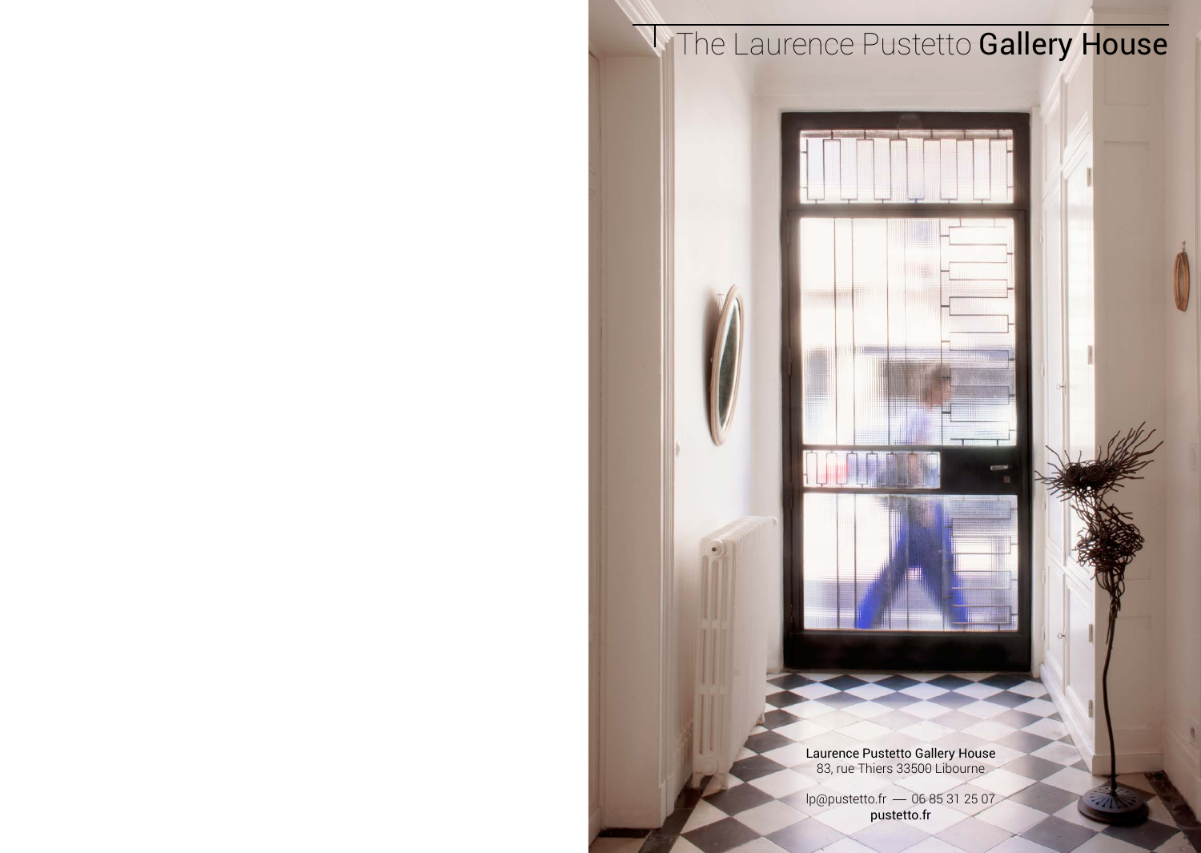# The Laurence Pustetto **Gallery House**

Laurence Pustetto Gallery House
83, rue Thiers 33500 Libourne

lp@pustetto.fr — 06 85 31 25 07
pustetto.fr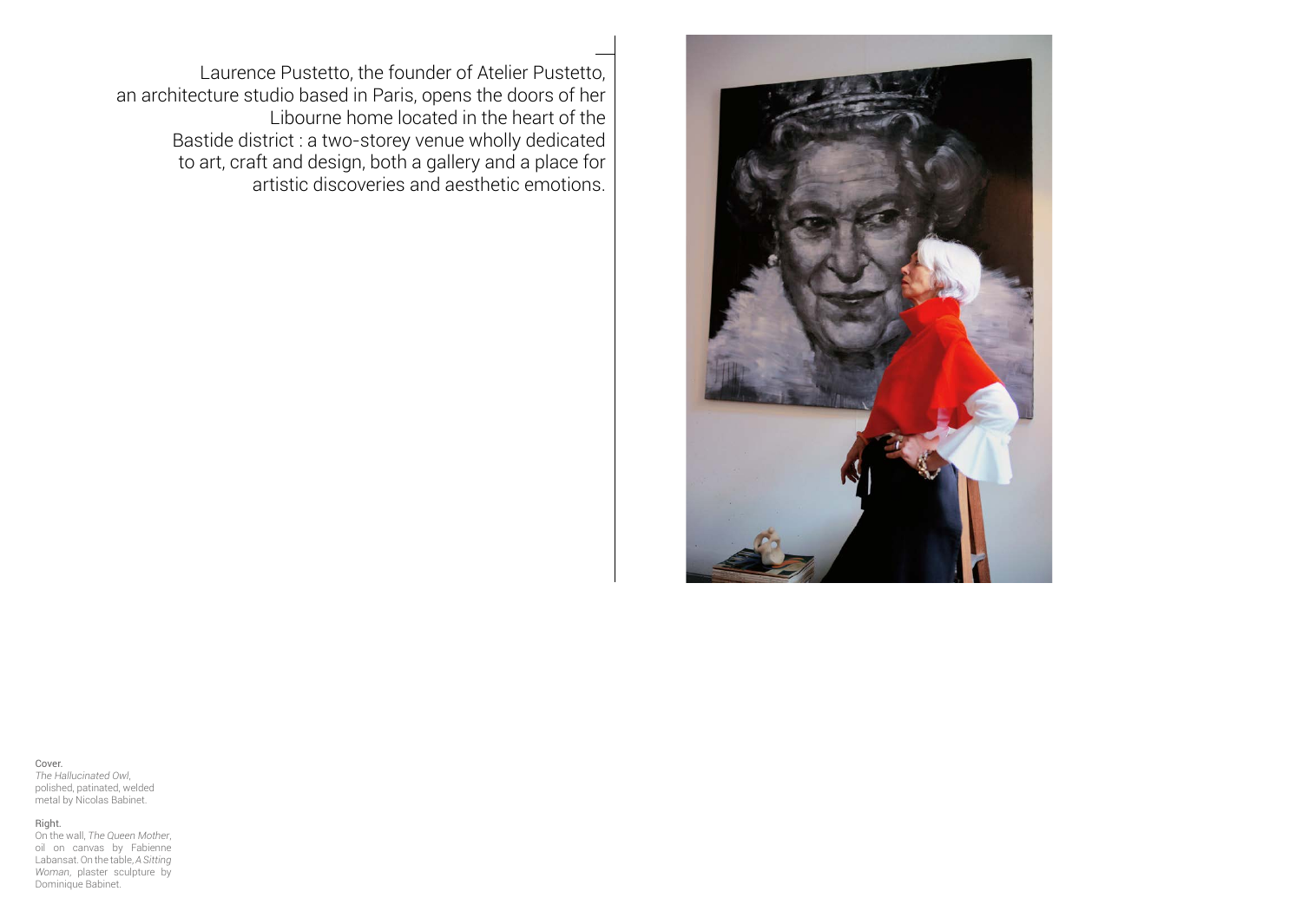Laurence Pustetto, the founder of Atelier Pustetto, an architecture studio based in Paris, opens the doors of her Libourne home located in the heart of the Bastide district : a two-storey venue wholly dedicated to art, craft and design, both a gallery and a place for artistic discoveries and aesthetic emotions.

Cover.
*The Hallucinated Owl*, polished, patinated, welded metal by Nicolas Babinet.

Right.
On the wall, *The Queen Mother*, oil on canvas by Fabienne Labansat. On the table, *A Sitting Woman*, plaster sculpture by Dominique Babinet.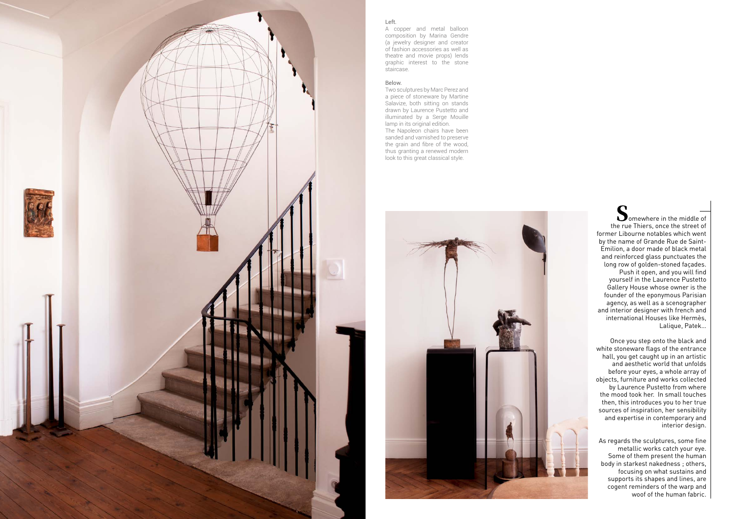Left.

A copper and metal balloon composition by Marina Gendre (a jewelry designer and creator of fashion accessories as well as theatre and movie props) lends graphic interest to the stone staircase.

Below.

Two sculptures by Marc Perez and a piece of stoneware by Martine Salavize, both sitting on stands drawn by Laurence Pustetto and illuminated by a Serge Mouille lamp in its original edition.
The Napoleon chairs have been sanded and varnished to preserve the grain and fibre of the wood, thus granting a renewed modern look to this great classical style.

Somewhere in the middle of the rue Thiers, once the street of former Libourne notables which went by the name of Grande Rue de Saint-Emilion, a door made of black metal and reinforced glass punctuates the long row of golden-stoned façades. Push it open, and you will find yourself in the Laurence Pustetto Gallery House whose owner is the founder of the eponymous Parisian agency, as well as a scenographer and interior designer with french and international Houses like Hermès, Lalique, Patek...

Once you step onto the black and white stoneware flags of the entrance hall, you get caught up in an artistic and aesthetic world that unfolds before your eyes, a whole array of objects, furniture and works collected by Laurence Pustetto from where the mood took her. In small touches then, this introduces you to her true sources of inspiration, her sensibility and expertise in contemporary and interior design.

As regards the sculptures, some fine metallic works catch your eye. Some of them present the human body in starkest nakedness ; others, focusing on what sustains and supports its shapes and lines, are cogent reminders of the warp and woof of the human fabric.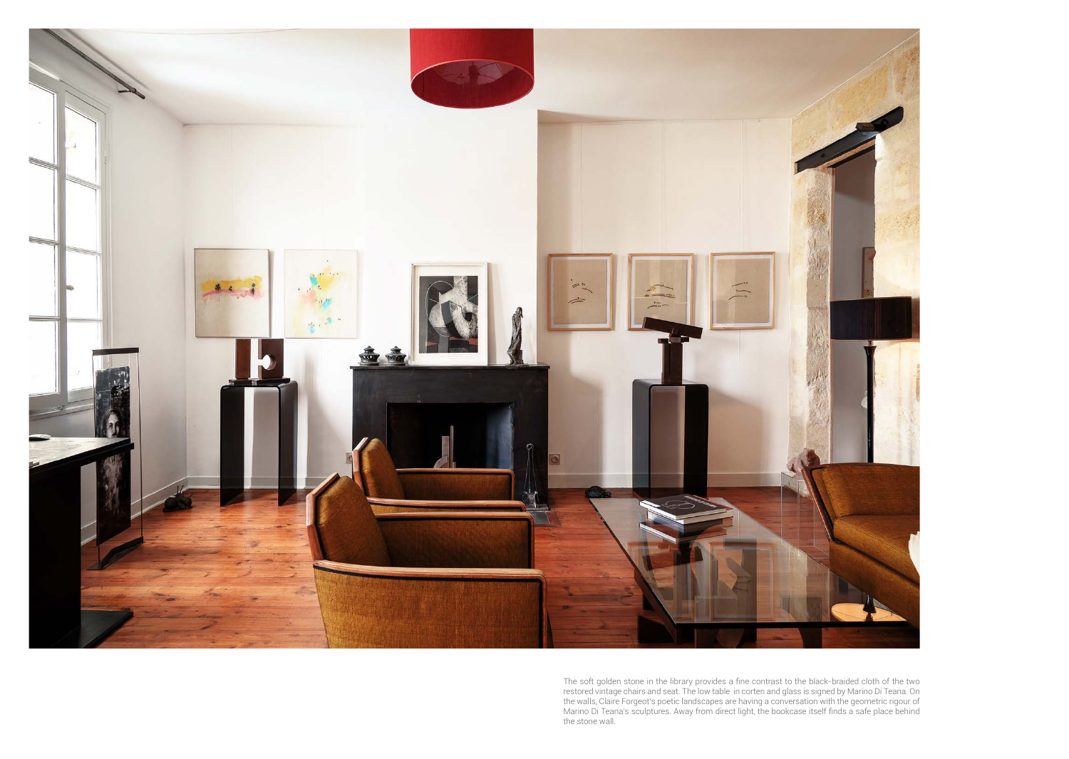The soft golden stone in the library provides a fine contrast to the black-braided cloth of the two restored vintage chairs and seat. The low table in corten and glass is signed by Marino Di Teana. On the walls, Claire Forgeot's poetic landscapes are having a conversation with the geometric rigour of Marino Di Teana's sculptures. Away from direct light, the bookcase itself finds a safe place behind the stone wall.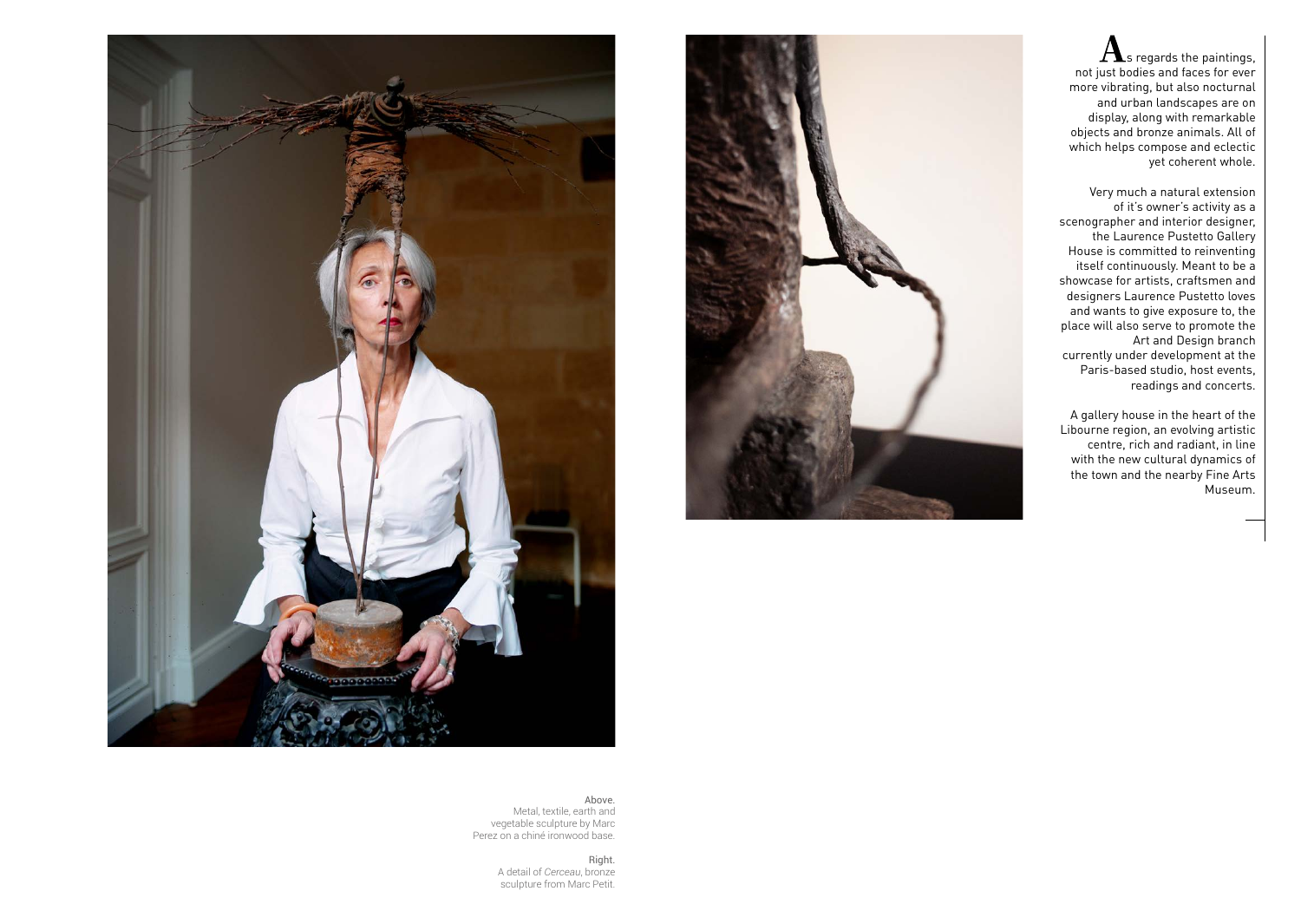As regards the paintings, not just bodies and faces for ever more vibrating, but also nocturnal and urban landscapes are on display, along with remarkable objects and bronze animals. All of which helps compose and eclectic yet coherent whole.

Very much a natural extension of it's owner's activity as a scenographer and interior designer, the Laurence Pustetto Gallery House is committed to reinventing itself continuously. Meant to be a showcase for artists, craftsmen and designers Laurence Pustetto loves and wants to give exposure to, the place will also serve to promote the Art and Design branch currently under development at the Paris-based studio, host events, readings and concerts.

A gallery house in the heart of the Libourne region, an evolving artistic centre, rich and radiant, in line with the new cultural dynamics of the town and the nearby Fine Arts Museum.

Above.
Metal, textile, earth and vegetable sculpture by Marc Perez on a chiné ironwood base.

Right.
A detail of *Cerceau*, bronze sculpture from Marc Petit.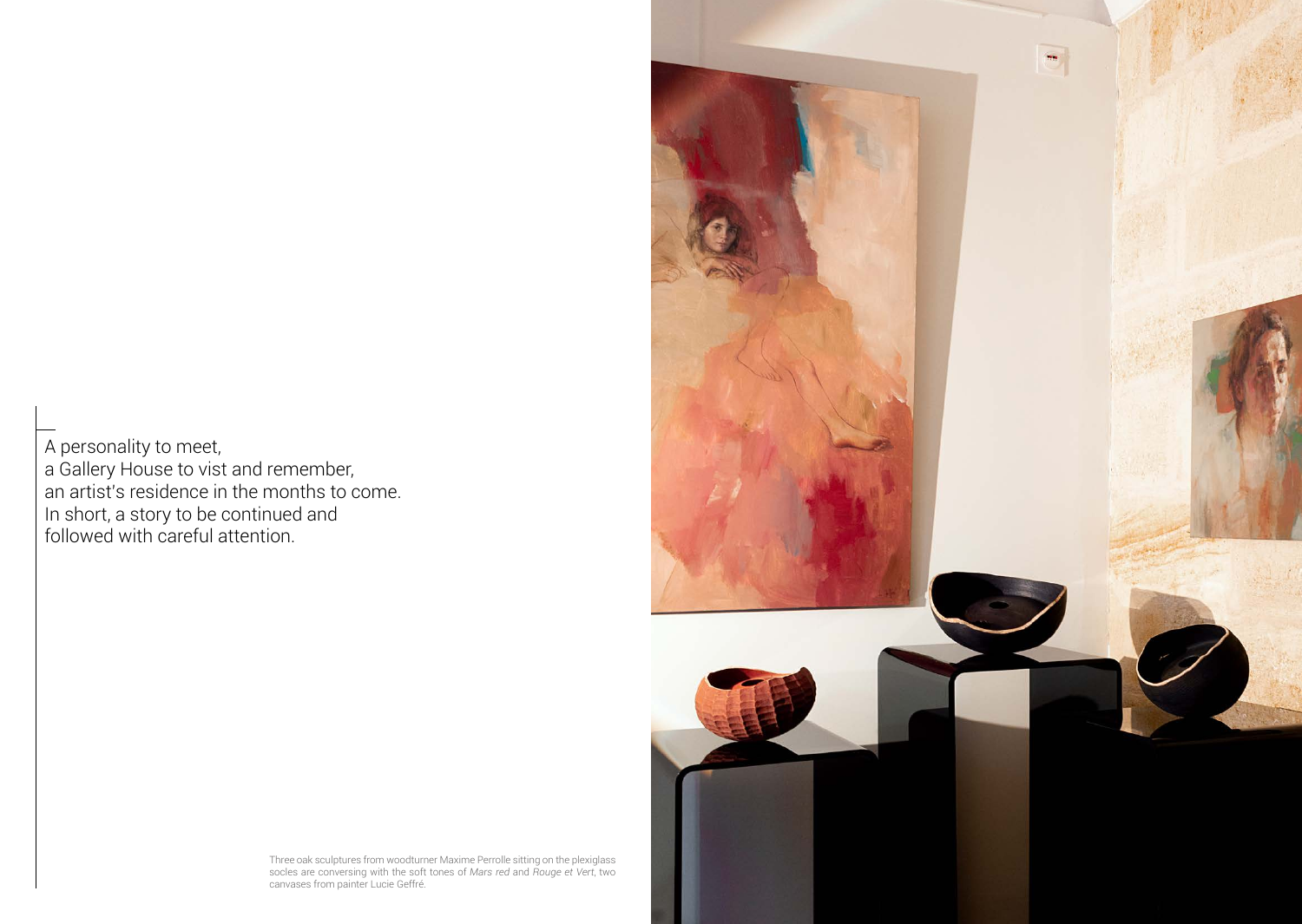A personality to meet,
a Gallery House to vist and remember,
an artist's residence in the months to come.
In short, a story to be continued and
followed with careful attention.

Three oak sculptures from woodturner Maxime Perrolle sitting on the plexiglass socles are conversing with the soft tones of *Mars red* and *Rouge et Vert*, two canvases from painter Lucie Geffré.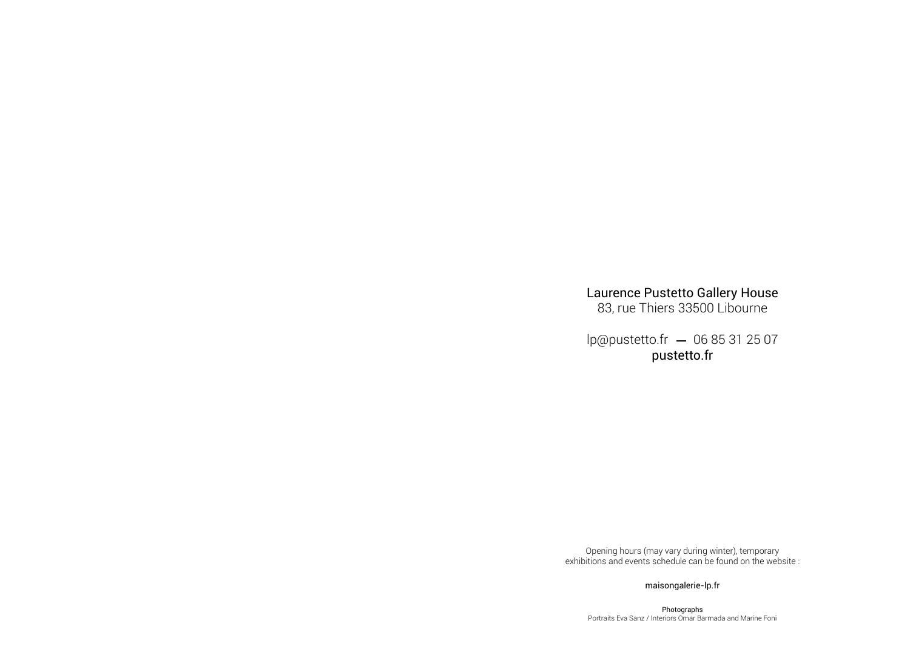Laurence Pustetto Gallery House
83, rue Thiers 33500 Libourne

lp@pustetto.fr — 06 85 31 25 07
pustetto.fr

Opening hours (may vary during winter), temporary exhibitions and events schedule can be found on the website :

maisongalerie-lp.fr

Photographs
Portraits Eva Sanz / Interiors Omar Barmada and Marine Foni